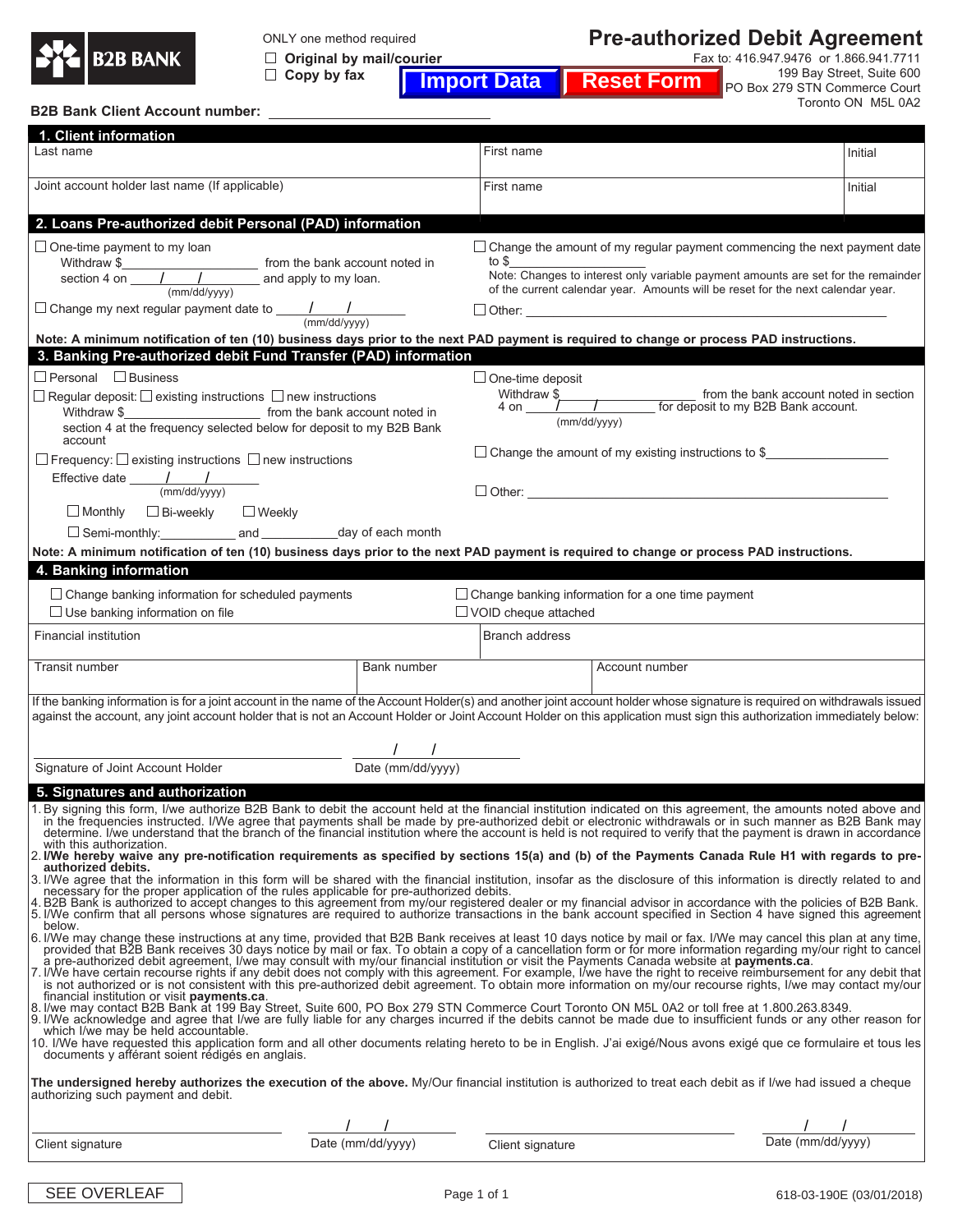B2B BANK

ONLY one method required

☐ Original by mail/courier

☐ Copy by fax

# Pre-authorized Debit Agreement

Fax to: 416.947.9476 or 1.866.941.7711
199 Bay Street, Suite 600
PO Box 279 STN Commerce Court
Toronto ON M5L 0A2

Import Data | Reset Form

**B2B Bank Client Account number:** ______________________

## 1. Client information

| Last name | First name | Initial |
|---|---|---|
| Joint account holder last name (If applicable) | First name | Initial |

## 2. Loans Pre-authorized debit Personal (PAD) information

☐ One-time payment to my loan
Withdraw $______________ from the bank account noted in section 4 on ____/____/______ (mm/dd/yyyy) and apply to my loan.

☐ Change my next regular payment date to ____/____/______ (mm/dd/yyyy)

☐ Change the amount of my regular payment commencing the next payment date to $______________
Note: Changes to interest only variable payment amounts are set for the remainder of the current calendar year. Amounts will be reset for the next calendar year.

☐ Other: ______________________________________________

**Note: A minimum notification of ten (10) business days prior to the next PAD payment is required to change or process PAD instructions.**

## 3. Banking Pre-authorized debit Fund Transfer (PAD) information

☐ Personal ☐ Business

☐ Regular deposit: ☐ existing instructions ☐ new instructions
Withdraw $______________ from the bank account noted in section 4 at the frequency selected below for deposit to my B2B Bank account

☐ Frequency: ☐ existing instructions ☐ new instructions
Effective date ____/____/______ (mm/dd/yyyy)

☐ Monthly ☐ Bi-weekly ☐ Weekly

☐ Semi-monthly:__________ and __________day of each month

☐ One-time deposit
Withdraw $______________ from the bank account noted in section 4 on ____/____/______ (mm/dd/yyyy) for deposit to my B2B Bank account.

☐ Change the amount of my existing instructions to $______________

☐ Other: ______________________________________________

**Note: A minimum notification of ten (10) business days prior to the next PAD payment is required to change or process PAD instructions.**

## 4. Banking information

☐ Change banking information for scheduled payments

☐ Use banking information on file

☐ Change banking information for a one time payment

☐ VOID cheque attached

| Financial institution | | Branch address |
|---|---|---|
| Transit number | Bank number | Account number |

If the banking information is for a joint account in the name of the Account Holder(s) and another joint account holder whose signature is required on withdrawals issued against the account, any joint account holder that is not an Account Holder or Joint Account Holder on this application must sign this authorization immediately below:

______________________________ ____/____/______
Signature of Joint Account Holder Date (mm/dd/yyyy)

## 5. Signatures and authorization

1. By signing this form, I/we authorize B2B Bank to debit the account held at the financial institution indicated on this agreement, the amounts noted above and in the frequencies instructed. I/We agree that payments shall be made by pre-authorized debit or electronic withdrawals or in such manner as B2B Bank may determine. I/We understand that the branch of the financial institution where the account is held is not required to verify that the payment is drawn in accordance with this authorization.
2. **I/We hereby waive any pre-notification requirements as specified by sections 15(a) and (b) of the Payments Canada Rule H1 with regards to pre-authorized debits.**
3. I/We agree that the information in this form will be shared with the financial institution, insofar as the disclosure of this information is directly related to and necessary for the proper application of the rules applicable for pre-authorized debits.
4. B2B Bank is authorized to accept changes to this agreement from my/our registered dealer or my financial advisor in accordance with the policies of B2B Bank.
5. I/We confirm that all persons whose signatures are required to authorize transactions in the bank account specified in Section 4 have signed this agreement below.
6. I/We may change these instructions at any time, provided that B2B Bank receives at least 10 days notice by mail or fax. I/We may cancel this plan at any time, provided that B2B Bank receives 30 days notice by mail or fax. To obtain a copy of a cancellation form or for more information regarding my/our right to cancel a pre-authorized debit agreement, I/we may consult with my/our financial institution or visit the Payments Canada website at **payments.ca**.
7. I/We have certain recourse rights if any debit does not comply with this agreement. For example, I/we have the right to receive reimbursement for any debit that is not authorized or is not consistent with this pre-authorized debit agreement. To obtain more information on my/our recourse rights, I/we may contact my/our financial institution or visit **payments.ca**.
8. I/we may contact B2B Bank at 199 Bay Street, Suite 600, PO Box 279 STN Commerce Court Toronto ON M5L 0A2 or toll free at 1.800.263.8349.
9. I/We acknowledge and agree that I/we are fully liable for any charges incurred if the debits cannot be made due to insufficient funds or any other reason for which I/we may be held accountable.
10. I/We have requested this application form and all other documents relating hereto to be in English. J'ai exigé/Nous avons exigé que ce formulaire et tous les documents y afférant soient rédigés en anglais.

**The undersigned hereby authorizes the execution of the above.** My/Our financial institution is authorized to treat each debit as if I/we had issued a cheque authorizing such payment and debit.

______________________ ____/____/______ ______________________ ____/____/______
Client signature Date (mm/dd/yyyy) Client signature Date (mm/dd/yyyy)

SEE OVERLEAF

618-03-190E (03/01/2018)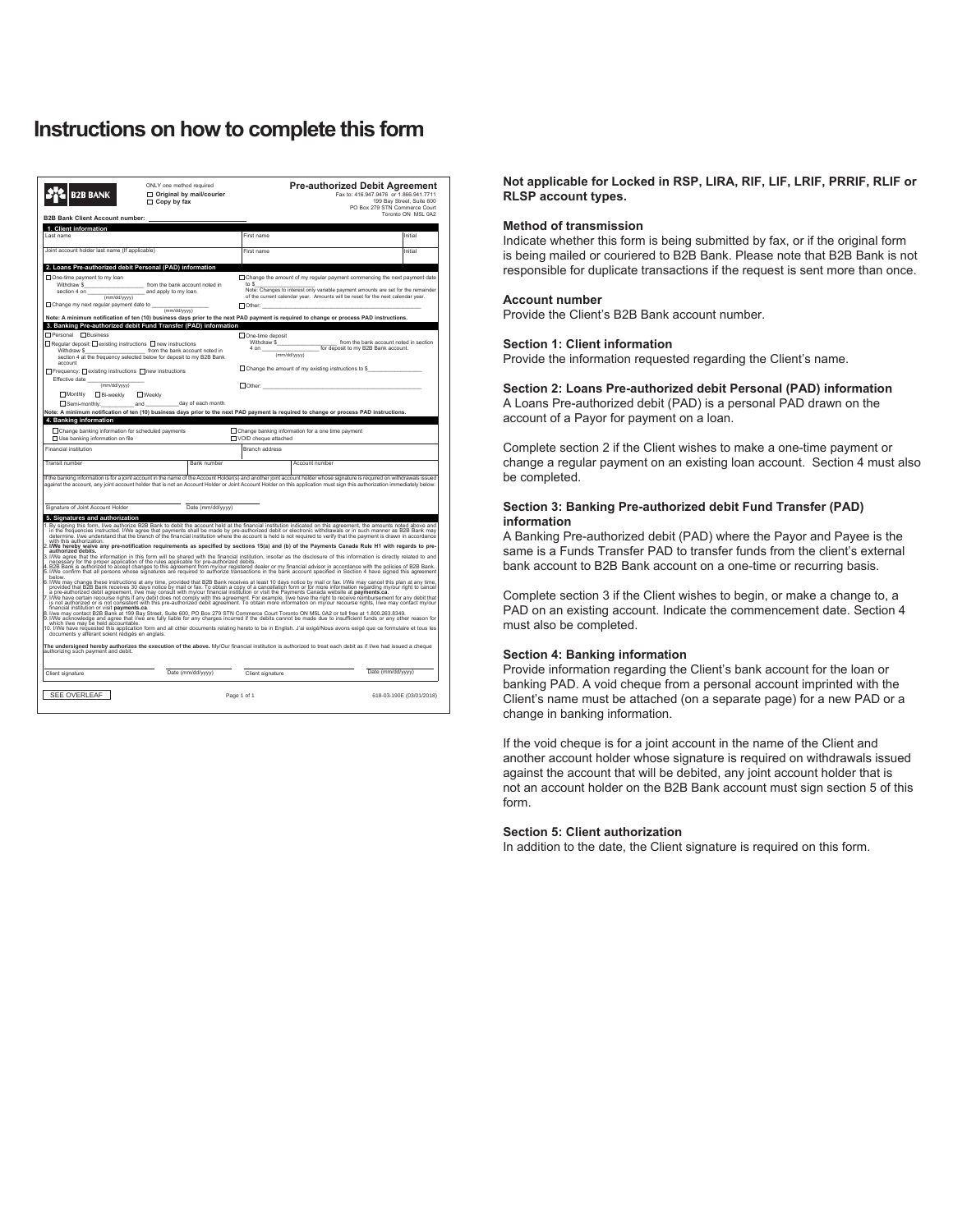# Instructions on how to complete this form

**Not applicable for Locked in RSP, LIRA, RIF, LIF, LRIF, PRRIF, RLIF or RLSP account types.**

### Method of transmission

Indicate whether this form is being submitted by fax, or if the original form is being mailed or couriered to B2B Bank. Please note that B2B Bank is not responsible for duplicate transactions if the request is sent more than once.

### Account number

Provide the Client's B2B Bank account number.

### Section 1: Client information

Provide the information requested regarding the Client's name.

### Section 2: Loans Pre-authorized debit Personal (PAD) information

A Loans Pre-authorized debit (PAD) is a personal PAD drawn on the account of a Payor for payment on a loan.

Complete section 2 if the Client wishes to make a one-time payment or change a regular payment on an existing loan account. Section 4 must also be completed.

### Section 3: Banking Pre-authorized debit Fund Transfer (PAD) information

A Banking Pre-authorized debit (PAD) where the Payor and Payee is the same is a Funds Transfer PAD to transfer funds from the client's external bank account to B2B Bank account on a one-time or recurring basis.

Complete section 3 if the Client wishes to begin, or make a change to, a PAD on an existing account. Indicate the commencement date. Section 4 must also be completed.

### Section 4: Banking information

Provide information regarding the Client's bank account for the loan or banking PAD. A void cheque from a personal account imprinted with the Client's name must be attached (on a separate page) for a new PAD or a change in banking information.

If the void cheque is for a joint account in the name of the Client and another account holder whose signature is required on withdrawals issued against the account that will be debited, any joint account holder that is not an account holder on the B2B Bank account must sign section 5 of this form.

### Section 5: Client authorization

In addition to the date, the Client signature is required on this form.